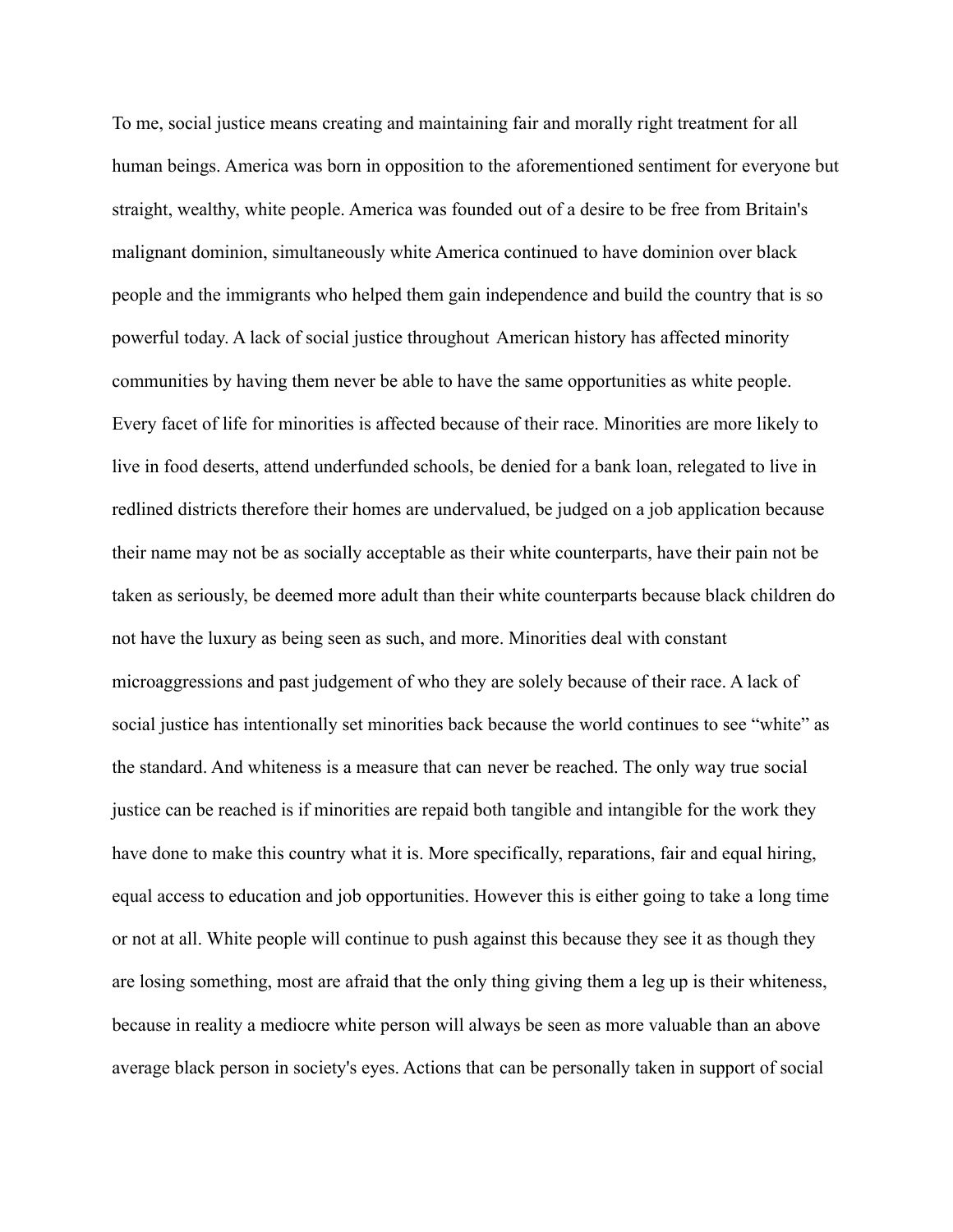To me, social justice means creating and maintaining fair and morally right treatment for all human beings. America was born in opposition to the aforementioned sentiment for everyone but straight, wealthy, white people. America was founded out of a desire to be free from Britain's malignant dominion, simultaneously white America continued to have dominion over black people and the immigrants who helped them gain independence and build the country that is so powerful today. A lack of social justice throughout American history has affected minority communities by having them never be able to have the same opportunities as white people. Every facet of life for minorities is affected because of their race. Minorities are more likely to live in food deserts, attend underfunded schools, be denied for a bank loan, relegated to live in redlined districts therefore their homes are undervalued, be judged on a job application because their name may not be as socially acceptable as their white counterparts, have their pain not be taken as seriously, be deemed more adult than their white counterparts because black children do not have the luxury as being seen as such, and more. Minorities deal with constant microaggressions and past judgement of who they are solely because of their race. A lack of social justice has intentionally set minorities back because the world continues to see "white" as the standard. And whiteness is a measure that can never be reached. The only way true social justice can be reached is if minorities are repaid both tangible and intangible for the work they have done to make this country what it is. More specifically, reparations, fair and equal hiring, equal access to education and job opportunities. However this is either going to take a long time or not at all. White people will continue to push against this because they see it as though they are losing something, most are afraid that the only thing giving them a leg up is their whiteness, because in reality a mediocre white person will always be seen as more valuable than an above average black person in society's eyes. Actions that can be personally taken in support of social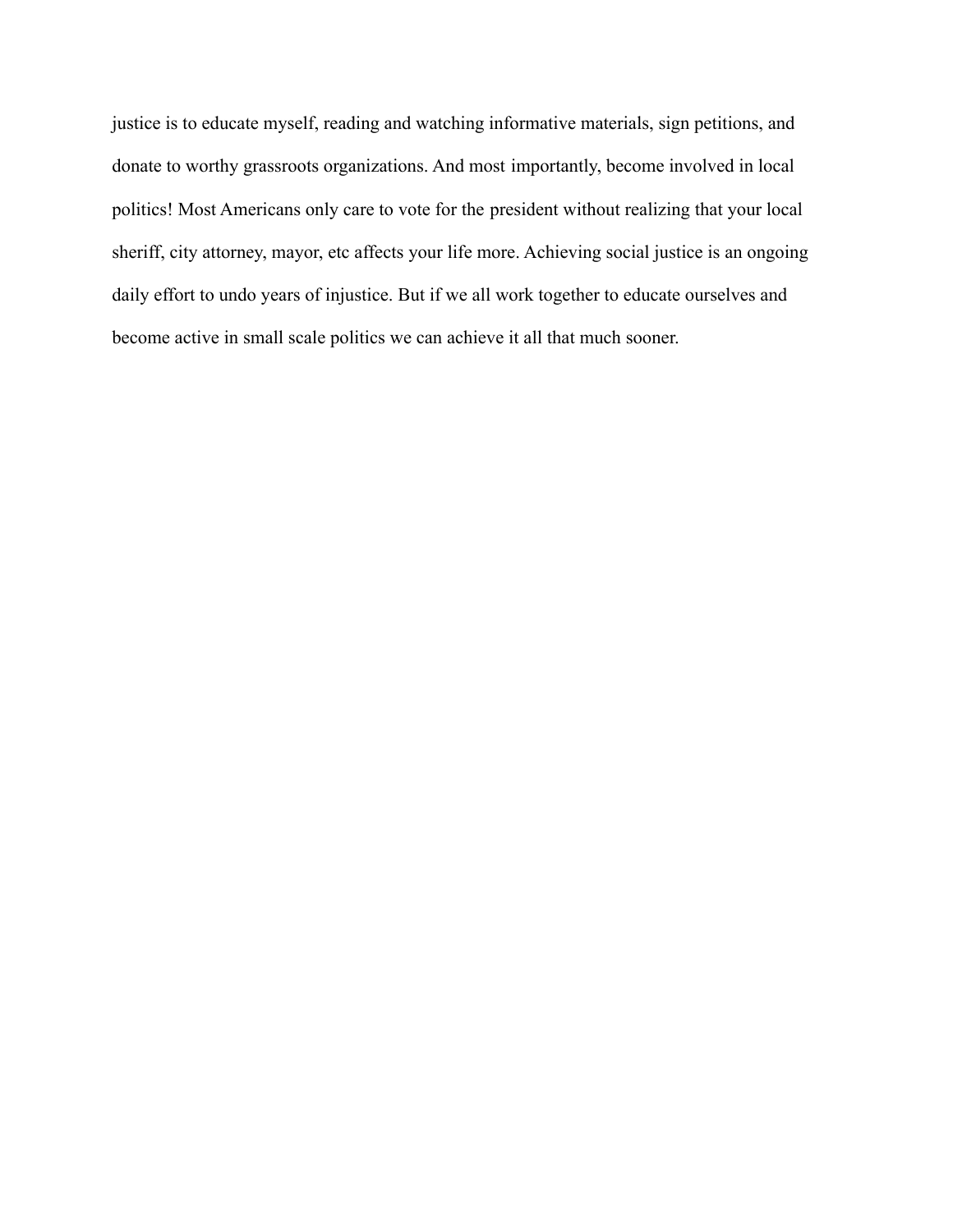justice is to educate myself, reading and watching informative materials, sign petitions, and donate to worthy grassroots organizations. And most importantly, become involved in local politics! Most Americans only care to vote for the president without realizing that your local sheriff, city attorney, mayor, etc affects your life more. Achieving social justice is an ongoing daily effort to undo years of injustice. But if we all work together to educate ourselves and become active in small scale politics we can achieve it all that much sooner.